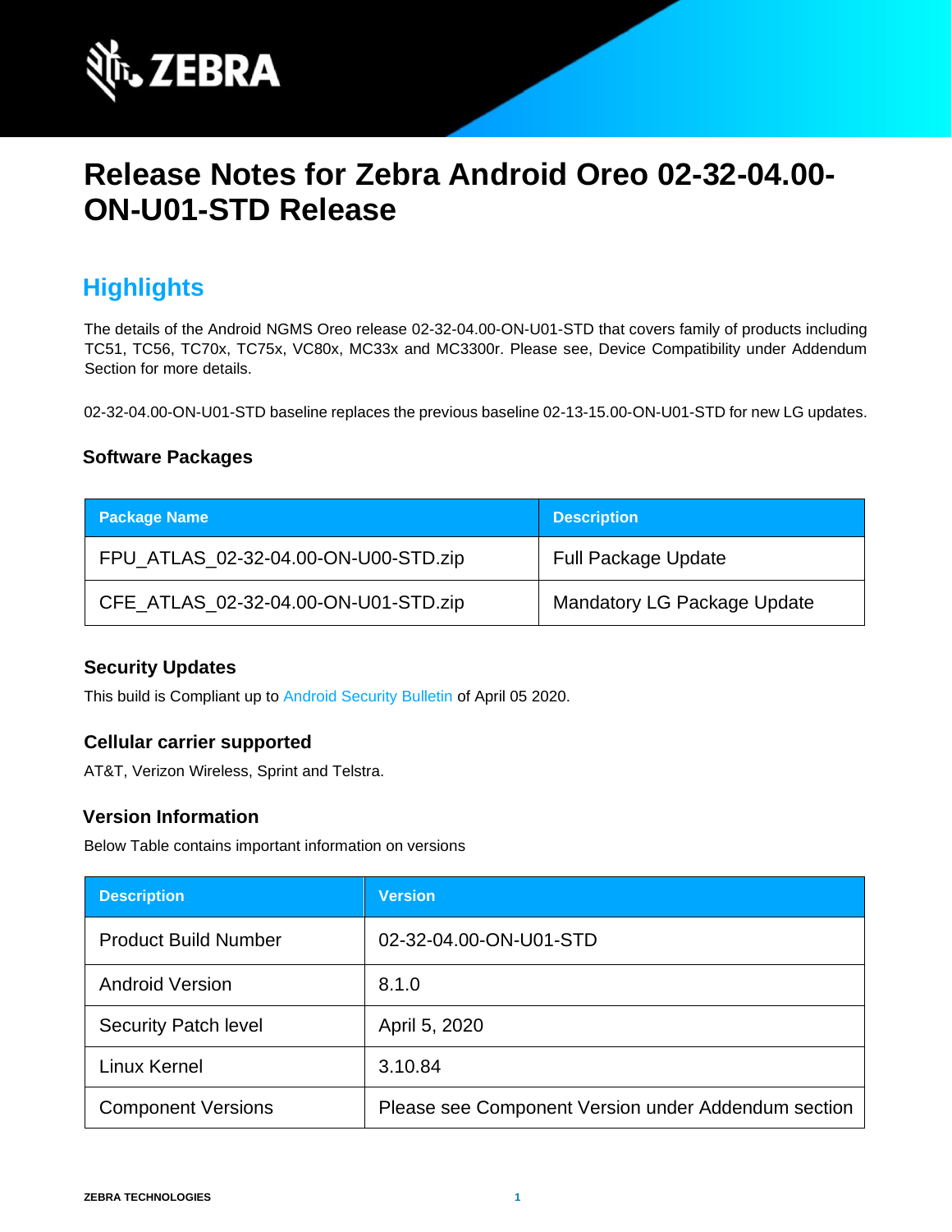# Release Notes for Zebra Android Oreo 02-32-04.00-ON-U01-STD Release

## Highlights

The details of the Android NGMS Oreo release 02-32-04.00-ON-U01-STD that covers family of products including TC51, TC56, TC70x, TC75x, VC80x, MC33x and MC3300r. Please see, Device Compatibility under Addendum Section for more details.

02-32-04.00-ON-U01-STD baseline replaces the previous baseline 02-13-15.00-ON-U01-STD for new LG updates.

### Software Packages

| Package Name | Description |
|---|---|
| FPU_ATLAS_02-32-04.00-ON-U00-STD.zip | Full Package Update |
| CFE_ATLAS_02-32-04.00-ON-U01-STD.zip | Mandatory LG Package Update |

### Security Updates

This build is Compliant up to Android Security Bulletin of April 05 2020.

### Cellular carrier supported

AT&T, Verizon Wireless, Sprint and Telstra.

### Version Information

Below Table contains important information on versions

| Description | Version |
|---|---|
| Product Build Number | 02-32-04.00-ON-U01-STD |
| Android Version | 8.1.0 |
| Security Patch level | April 5, 2020 |
| Linux Kernel | 3.10.84 |
| Component Versions | Please see Component Version under Addendum section |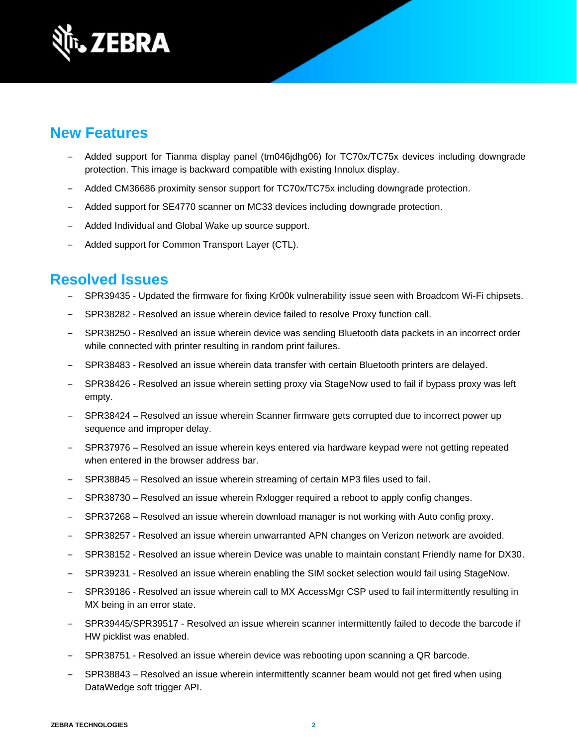## New Features

- Added support for Tianma display panel (tm046jdhg06) for TC70x/TC75x devices including downgrade protection. This image is backward compatible with existing Innolux display.
- Added CM36686 proximity sensor support for TC70x/TC75x including downgrade protection.
- Added support for SE4770 scanner on MC33 devices including downgrade protection.
- Added Individual and Global Wake up source support.
- Added support for Common Transport Layer (CTL).

## Resolved Issues

- SPR39435 - Updated the firmware for fixing Kr00k vulnerability issue seen with Broadcom Wi-Fi chipsets.
- SPR38282 - Resolved an issue wherein device failed to resolve Proxy function call.
- SPR38250 - Resolved an issue wherein device was sending Bluetooth data packets in an incorrect order while connected with printer resulting in random print failures.
- SPR38483 - Resolved an issue wherein data transfer with certain Bluetooth printers are delayed.
- SPR38426 - Resolved an issue wherein setting proxy via StageNow used to fail if bypass proxy was left empty.
- SPR38424 – Resolved an issue wherein Scanner firmware gets corrupted due to incorrect power up sequence and improper delay.
- SPR37976 – Resolved an issue wherein keys entered via hardware keypad were not getting repeated when entered in the browser address bar.
- SPR38845 – Resolved an issue wherein streaming of certain MP3 files used to fail.
- SPR38730 – Resolved an issue wherein Rxlogger required a reboot to apply config changes.
- SPR37268 – Resolved an issue wherein download manager is not working with Auto config proxy.
- SPR38257 - Resolved an issue wherein unwarranted APN changes on Verizon network are avoided.
- SPR38152 - Resolved an issue wherein Device was unable to maintain constant Friendly name for DX30.
- SPR39231 - Resolved an issue wherein enabling the SIM socket selection would fail using StageNow.
- SPR39186 - Resolved an issue wherein call to MX AccessMgr CSP used to fail intermittently resulting in MX being in an error state.
- SPR39445/SPR39517 - Resolved an issue wherein scanner intermittently failed to decode the barcode if HW picklist was enabled.
- SPR38751 - Resolved an issue wherein device was rebooting upon scanning a QR barcode.
- SPR38843 – Resolved an issue wherein intermittently scanner beam would not get fired when using DataWedge soft trigger API.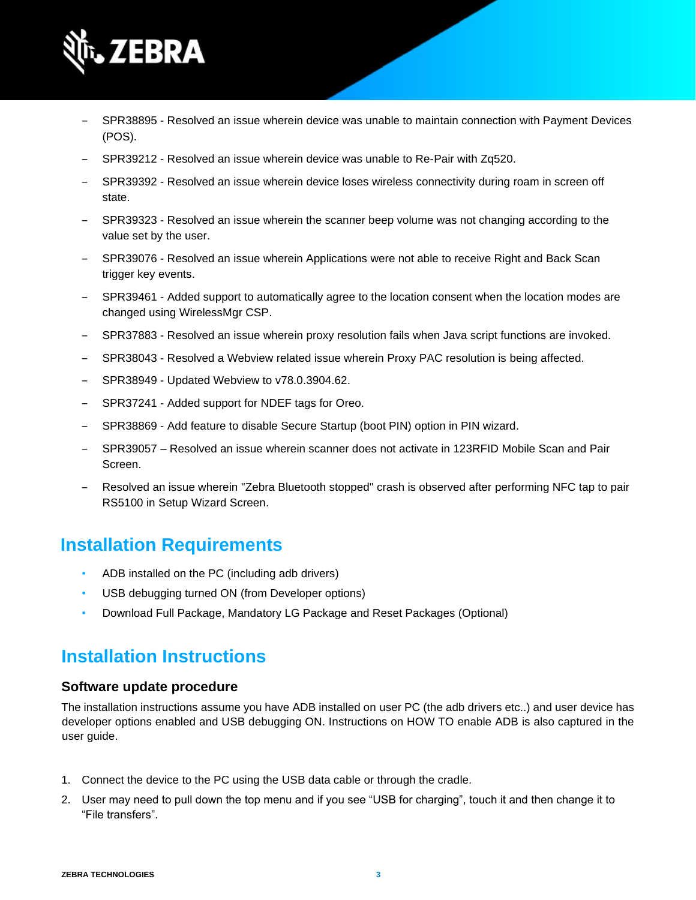- SPR38895 - Resolved an issue wherein device was unable to maintain connection with Payment Devices (POS).
- SPR39212 - Resolved an issue wherein device was unable to Re-Pair with Zq520.
- SPR39392 - Resolved an issue wherein device loses wireless connectivity during roam in screen off state.
- SPR39323 - Resolved an issue wherein the scanner beep volume was not changing according to the value set by the user.
- SPR39076 - Resolved an issue wherein Applications were not able to receive Right and Back Scan trigger key events.
- SPR39461 - Added support to automatically agree to the location consent when the location modes are changed using WirelessMgr CSP.
- SPR37883 - Resolved an issue wherein proxy resolution fails when Java script functions are invoked.
- SPR38043 - Resolved a Webview related issue wherein Proxy PAC resolution is being affected.
- SPR38949 - Updated Webview to v78.0.3904.62.
- SPR37241 - Added support for NDEF tags for Oreo.
- SPR38869 - Add feature to disable Secure Startup (boot PIN) option in PIN wizard.
- SPR39057 – Resolved an issue wherein scanner does not activate in 123RFID Mobile Scan and Pair Screen.
- Resolved an issue wherein "Zebra Bluetooth stopped" crash is observed after performing NFC tap to pair RS5100 in Setup Wizard Screen.

## Installation Requirements

- ADB installed on the PC (including adb drivers)
- USB debugging turned ON (from Developer options)
- Download Full Package, Mandatory LG Package and Reset Packages (Optional)

## Installation Instructions

### Software update procedure

The installation instructions assume you have ADB installed on user PC (the adb drivers etc..) and user device has developer options enabled and USB debugging ON. Instructions on HOW TO enable ADB is also captured in the user guide.

1. Connect the device to the PC using the USB data cable or through the cradle.
2. User may need to pull down the top menu and if you see “USB for charging”, touch it and then change it to “File transfers”.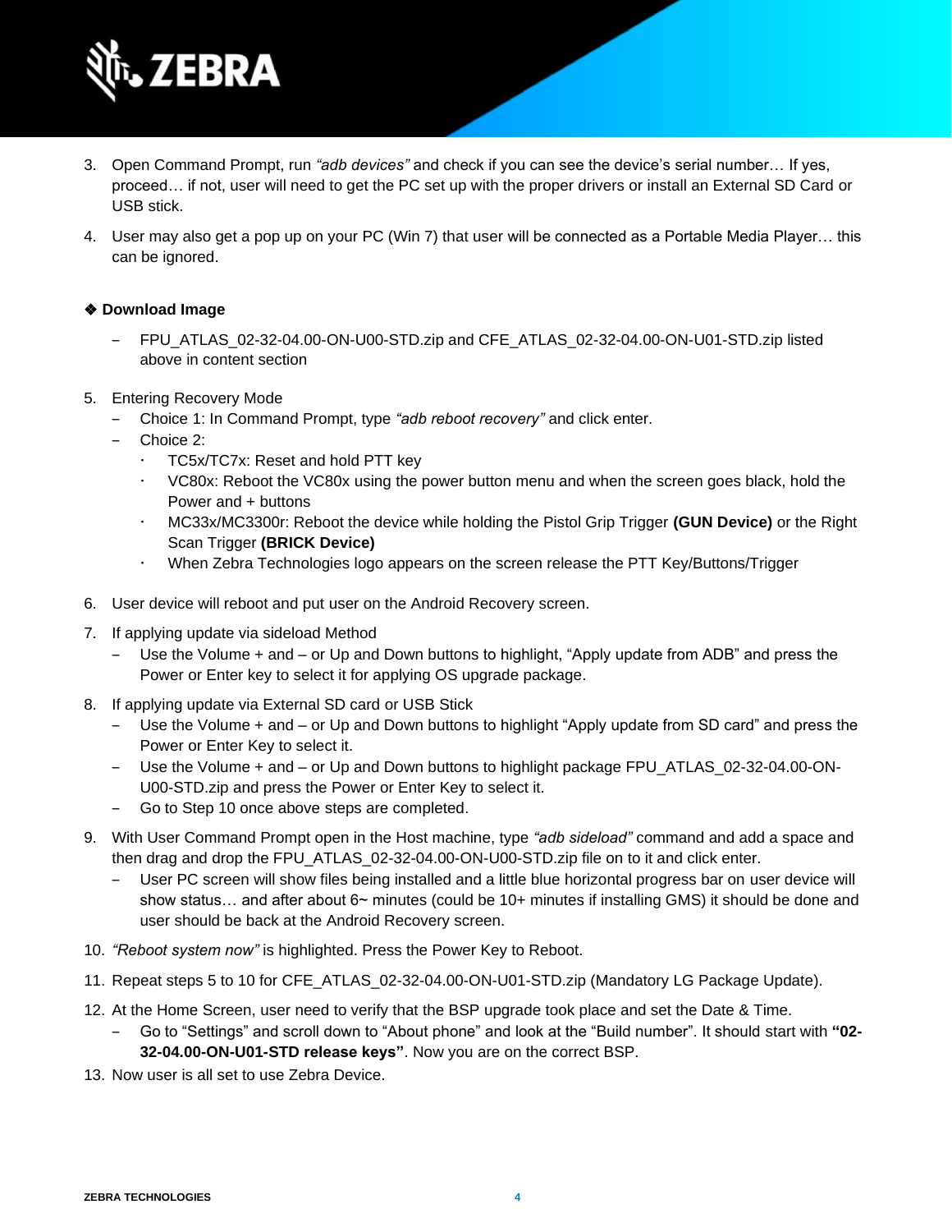3. Open Command Prompt, run *"adb devices"* and check if you can see the device's serial number… If yes, proceed… if not, user will need to get the PC set up with the proper drivers or install an External SD Card or USB stick.

4. User may also get a pop up on your PC (Win 7) that user will be connected as a Portable Media Player… this can be ignored.

❖ **Download Image**

- FPU_ATLAS_02-32-04.00-ON-U00-STD.zip and CFE_ATLAS_02-32-04.00-ON-U01-STD.zip listed above in content section

5. Entering Recovery Mode
   - Choice 1: In Command Prompt, type *"adb reboot recovery"* and click enter.
   - Choice 2:
     - TC5x/TC7x: Reset and hold PTT key
     - VC80x: Reboot the VC80x using the power button menu and when the screen goes black, hold the Power and + buttons
     - MC33x/MC3300r: Reboot the device while holding the Pistol Grip Trigger **(GUN Device)** or the Right Scan Trigger **(BRICK Device)**
     - When Zebra Technologies logo appears on the screen release the PTT Key/Buttons/Trigger

6. User device will reboot and put user on the Android Recovery screen.

7. If applying update via sideload Method
   - Use the Volume + and – or Up and Down buttons to highlight, "Apply update from ADB" and press the Power or Enter key to select it for applying OS upgrade package.

8. If applying update via External SD card or USB Stick
   - Use the Volume + and – or Up and Down buttons to highlight "Apply update from SD card" and press the Power or Enter Key to select it.
   - Use the Volume + and – or Up and Down buttons to highlight package FPU_ATLAS_02-32-04.00-ON-U00-STD.zip and press the Power or Enter Key to select it.
   - Go to Step 10 once above steps are completed.

9. With User Command Prompt open in the Host machine, type *"adb sideload"* command and add a space and then drag and drop the FPU_ATLAS_02-32-04.00-ON-U00-STD.zip file on to it and click enter.
   - User PC screen will show files being installed and a little blue horizontal progress bar on user device will show status… and after about 6~ minutes (could be 10+ minutes if installing GMS) it should be done and user should be back at the Android Recovery screen.

10. *"Reboot system now"* is highlighted. Press the Power Key to Reboot.

11. Repeat steps 5 to 10 for CFE_ATLAS_02-32-04.00-ON-U01-STD.zip (Mandatory LG Package Update).

12. At the Home Screen, user need to verify that the BSP upgrade took place and set the Date & Time.
    - Go to "Settings" and scroll down to "About phone" and look at the "Build number". It should start with **"02-32-04.00-ON-U01-STD release keys"**. Now you are on the correct BSP.

13. Now user is all set to use Zebra Device.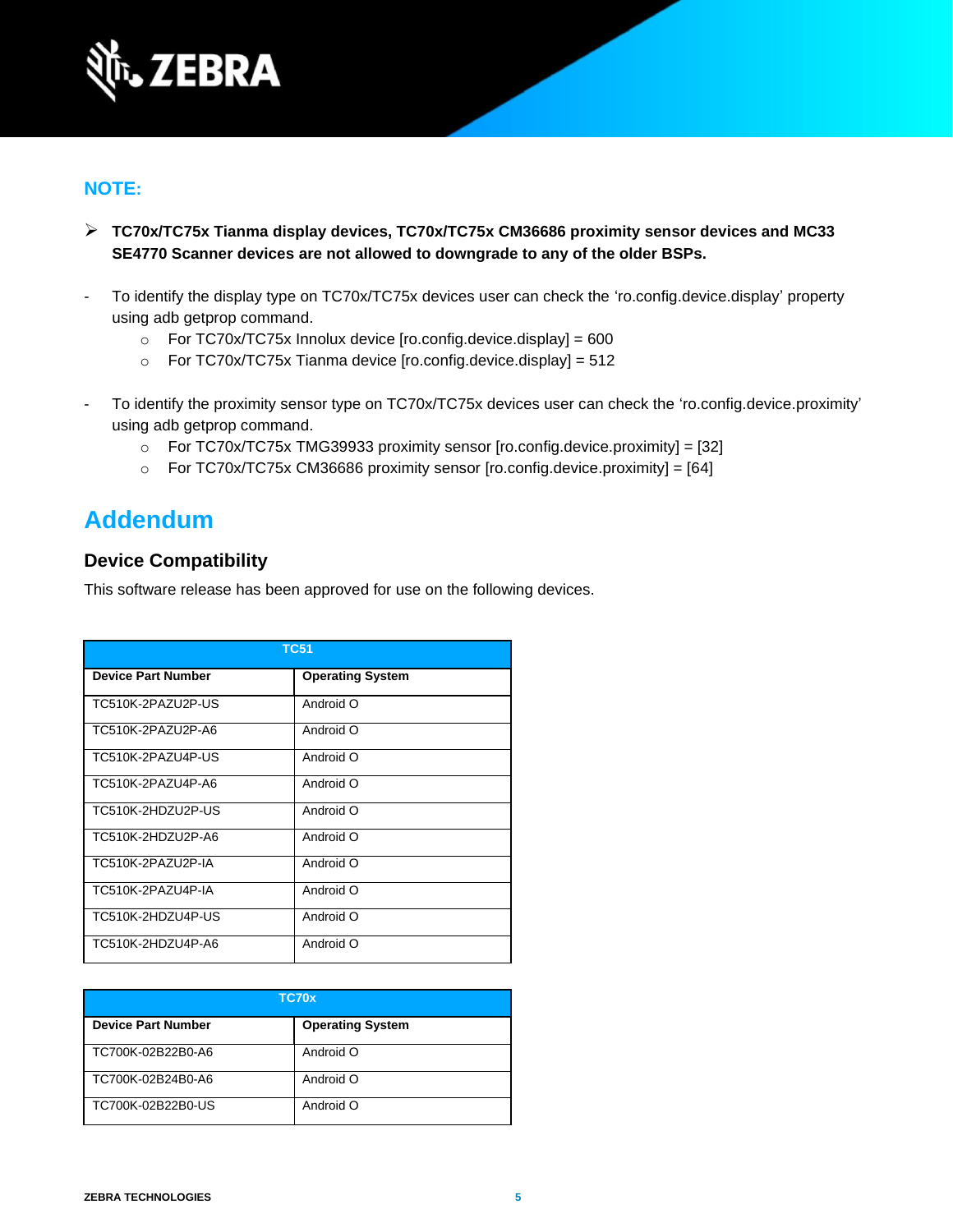**NOTE:**

- **TC70x/TC75x Tianma display devices, TC70x/TC75x CM36686 proximity sensor devices and MC33 SE4770 Scanner devices are not allowed to downgrade to any of the older BSPs.**

- To identify the display type on TC70x/TC75x devices user can check the 'ro.config.device.display' property using adb getprop command.
  - For TC70x/TC75x Innolux device [ro.config.device.display] = 600
  - For TC70x/TC75x Tianma device [ro.config.device.display] = 512

- To identify the proximity sensor type on TC70x/TC75x devices user can check the 'ro.config.device.proximity' using adb getprop command.
  - For TC70x/TC75x TMG39933 proximity sensor [ro.config.device.proximity] = [32]
  - For TC70x/TC75x CM36686 proximity sensor [ro.config.device.proximity] = [64]

# Addendum

## Device Compatibility

This software release has been approved for use on the following devices.

| TC51 | |
|---|---|
| **Device Part Number** | **Operating System** |
| TC510K-2PAZU2P-US | Android O |
| TC510K-2PAZU2P-A6 | Android O |
| TC510K-2PAZU4P-US | Android O |
| TC510K-2PAZU4P-A6 | Android O |
| TC510K-2HDZU2P-US | Android O |
| TC510K-2HDZU2P-A6 | Android O |
| TC510K-2PAZU2P-IA | Android O |
| TC510K-2PAZU4P-IA | Android O |
| TC510K-2HDZU4P-US | Android O |
| TC510K-2HDZU4P-A6 | Android O |

| TC70x | |
|---|---|
| **Device Part Number** | **Operating System** |
| TC700K-02B22B0-A6 | Android O |
| TC700K-02B24B0-A6 | Android O |
| TC700K-02B22B0-US | Android O |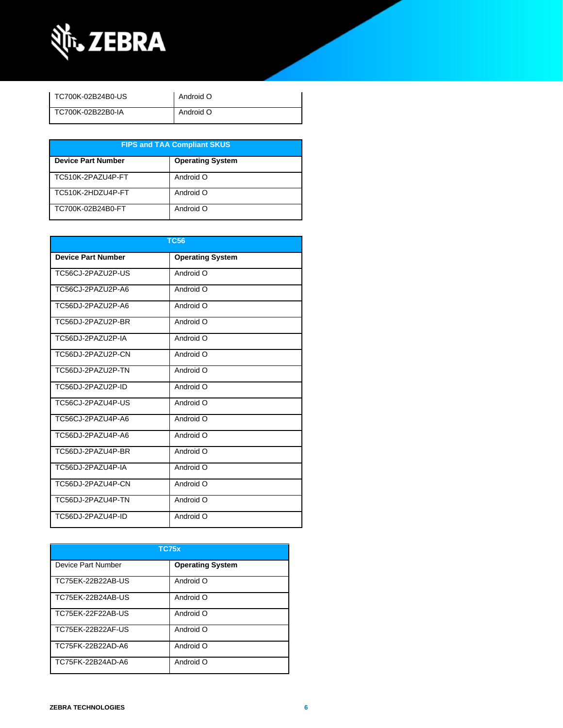| | |
|---|---|
| TC700K-02B24B0-US | Android O |
| TC700K-02B22B0-IA | Android O |

| FIPS and TAA Compliant SKUS | |
|---|---|
| **Device Part Number** | **Operating System** |
| TC510K-2PAZU4P-FT | Android O |
| TC510K-2HDZU4P-FT | Android O |
| TC700K-02B24B0-FT | Android O |

| TC56 | |
|---|---|
| **Device Part Number** | **Operating System** |
| TC56CJ-2PAZU2P-US | Android O |
| TC56CJ-2PAZU2P-A6 | Android O |
| TC56DJ-2PAZU2P-A6 | Android O |
| TC56DJ-2PAZU2P-BR | Android O |
| TC56DJ-2PAZU2P-IA | Android O |
| TC56DJ-2PAZU2P-CN | Android O |
| TC56DJ-2PAZU2P-TN | Android O |
| TC56DJ-2PAZU2P-ID | Android O |
| TC56CJ-2PAZU4P-US | Android O |
| TC56CJ-2PAZU4P-A6 | Android O |
| TC56DJ-2PAZU4P-A6 | Android O |
| TC56DJ-2PAZU4P-BR | Android O |
| TC56DJ-2PAZU4P-IA | Android O |
| TC56DJ-2PAZU4P-CN | Android O |
| TC56DJ-2PAZU4P-TN | Android O |
| TC56DJ-2PAZU4P-ID | Android O |

| TC75x | |
|---|---|
| Device Part Number | **Operating System** |
| TC75EK-22B22AB-US | Android O |
| TC75EK-22B24AB-US | Android O |
| TC75EK-22F22AB-US | Android O |
| TC75EK-22B22AF-US | Android O |
| TC75FK-22B22AD-A6 | Android O |
| TC75FK-22B24AD-A6 | Android O |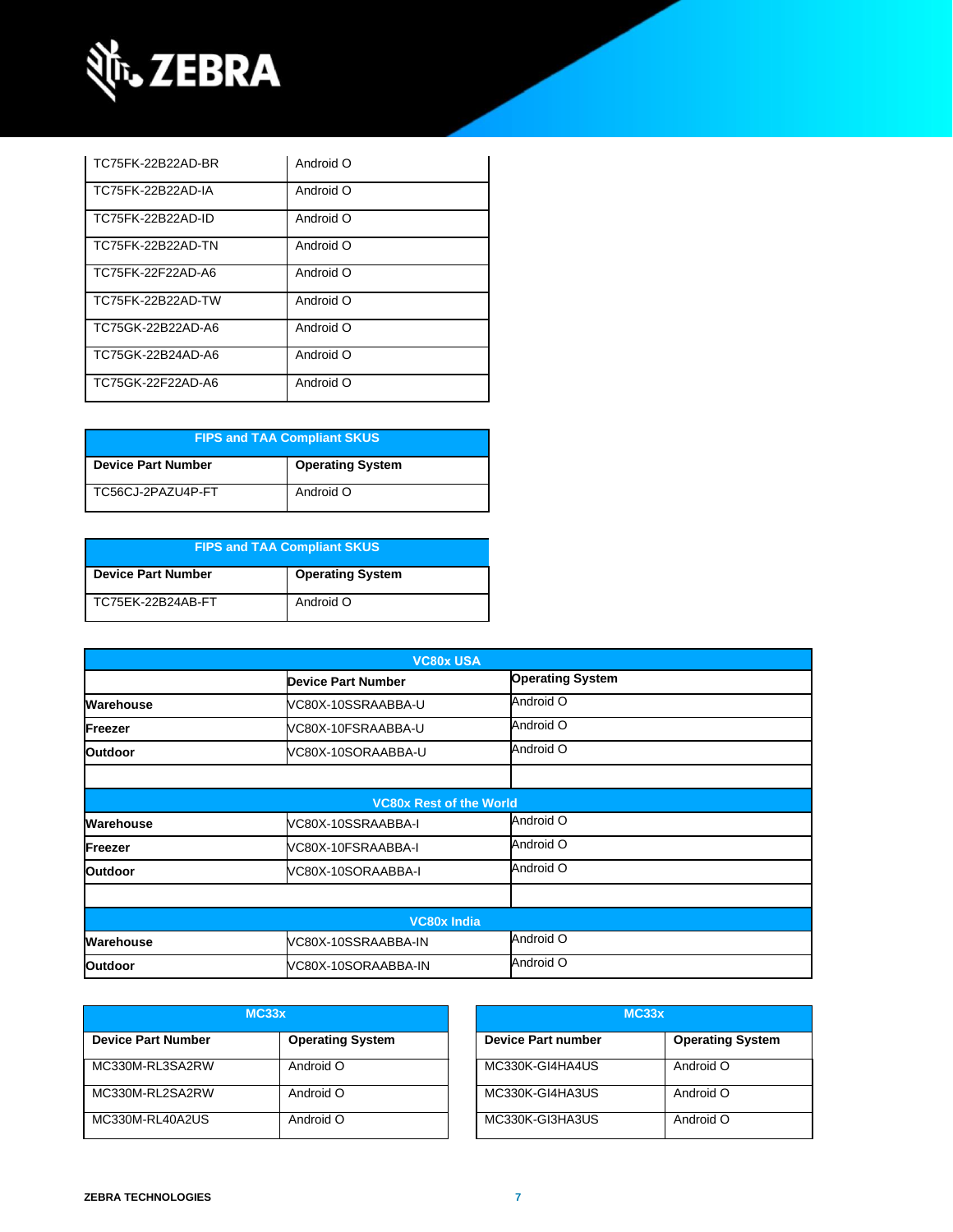| | |
|---|---|
| TC75FK-22B22AD-BR | Android O |
| TC75FK-22B22AD-IA | Android O |
| TC75FK-22B22AD-ID | Android O |
| TC75FK-22B22AD-TN | Android O |
| TC75FK-22F22AD-A6 | Android O |
| TC75FK-22B22AD-TW | Android O |
| TC75GK-22B22AD-A6 | Android O |
| TC75GK-22B24AD-A6 | Android O |
| TC75GK-22F22AD-A6 | Android O |

| FIPS and TAA Compliant SKUS | |
|---|---|
| **Device Part Number** | **Operating System** |
| TC56CJ-2PAZU4P-FT | Android O |

| FIPS and TAA Compliant SKUS | |
|---|---|
| **Device Part Number** | **Operating System** |
| TC75EK-22B24AB-FT | Android O |

| VC80x USA | | |
|---|---|---|
| | **Device Part Number** | **Operating System** |
| **Warehouse** | VC80X-10SSRAABBA-U | Android O |
| **Freezer** | VC80X-10FSRAABBA-U | Android O |
| **Outdoor** | VC80X-10SORAABBA-U | Android O |
| | | |
| **VC80x Rest of the World** | | |
| **Warehouse** | VC80X-10SSRAABBA-I | Android O |
| **Freezer** | VC80X-10FSRAABBA-I | Android O |
| **Outdoor** | VC80X-10SORAABBA-I | Android O |
| | | |
| **VC80x India** | | |
| **Warehouse** | VC80X-10SSRAABBA-IN | Android O |
| **Outdoor** | VC80X-10SORAABBA-IN | Android O |

| MC33x | |
|---|---|
| **Device Part Number** | **Operating System** |
| MC330M-RL3SA2RW | Android O |
| MC330M-RL2SA2RW | Android O |
| MC330M-RL40A2US | Android O |

| MC33x | |
|---|---|
| **Device Part number** | **Operating System** |
| MC330K-GI4HA4US | Android O |
| MC330K-GI4HA3US | Android O |
| MC330K-GI3HA3US | Android O |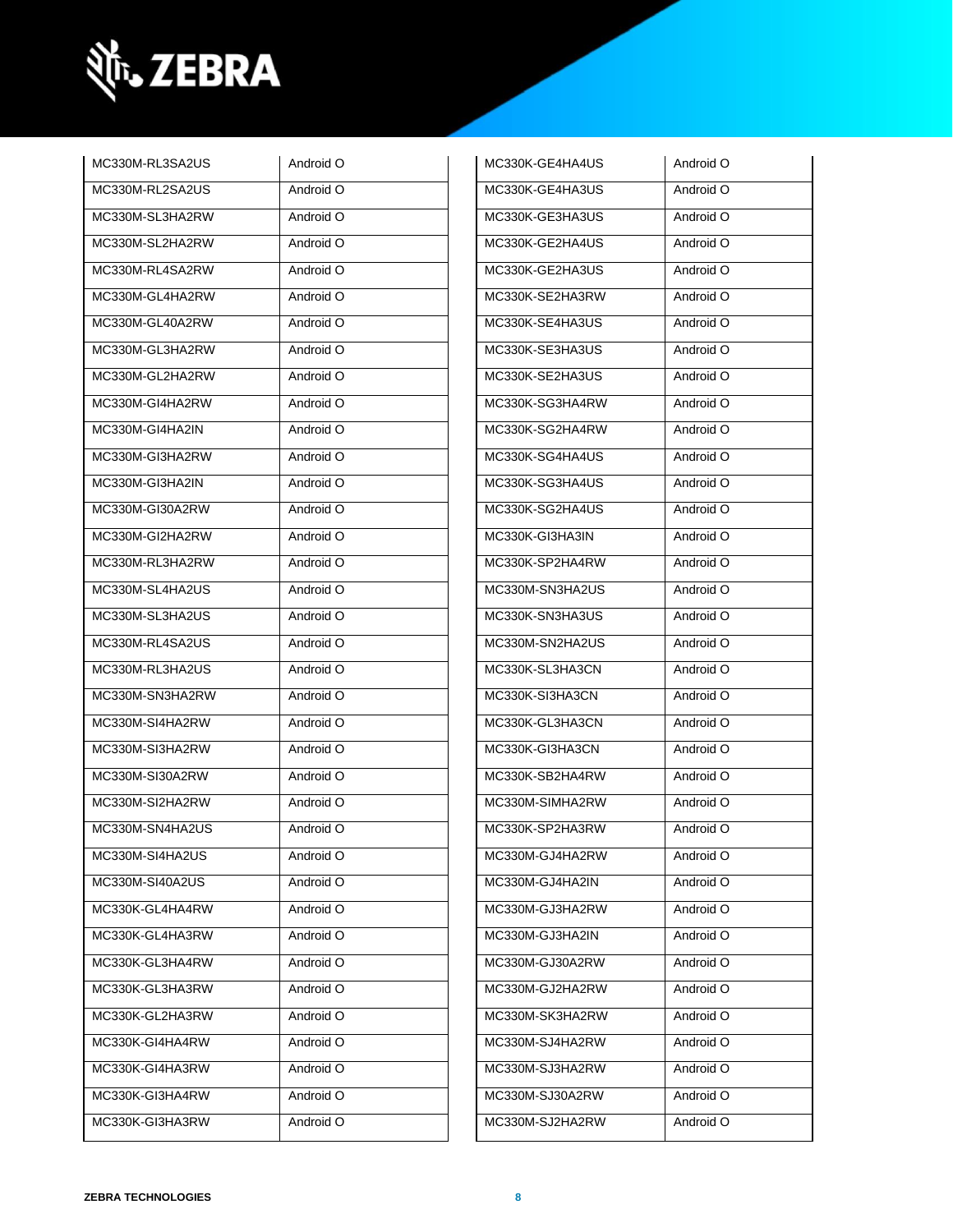| | |
|---|---|
| MC330M-RL3SA2US | Android O |
| MC330M-RL2SA2US | Android O |
| MC330M-SL3HA2RW | Android O |
| MC330M-SL2HA2RW | Android O |
| MC330M-RL4SA2RW | Android O |
| MC330M-GL4HA2RW | Android O |
| MC330M-GL40A2RW | Android O |
| MC330M-GL3HA2RW | Android O |
| MC330M-GL2HA2RW | Android O |
| MC330M-GI4HA2RW | Android O |
| MC330M-GI4HA2IN | Android O |
| MC330M-GI3HA2RW | Android O |
| MC330M-GI3HA2IN | Android O |
| MC330M-GI30A2RW | Android O |
| MC330M-GI2HA2RW | Android O |
| MC330M-RL3HA2RW | Android O |
| MC330M-SL4HA2US | Android O |
| MC330M-SL3HA2US | Android O |
| MC330M-RL4SA2US | Android O |
| MC330M-RL3HA2US | Android O |
| MC330M-SN3HA2RW | Android O |
| MC330M-SI4HA2RW | Android O |
| MC330M-SI3HA2RW | Android O |
| MC330M-SI30A2RW | Android O |
| MC330M-SI2HA2RW | Android O |
| MC330M-SN4HA2US | Android O |
| MC330M-SI4HA2US | Android O |
| MC330M-SI40A2US | Android O |
| MC330K-GL4HA4RW | Android O |
| MC330K-GL4HA3RW | Android O |
| MC330K-GL3HA4RW | Android O |
| MC330K-GL3HA3RW | Android O |
| MC330K-GL2HA3RW | Android O |
| MC330K-GI4HA4RW | Android O |
| MC330K-GI4HA3RW | Android O |
| MC330K-GI3HA4RW | Android O |
| MC330K-GI3HA3RW | Android O |

| | |
|---|---|
| MC330K-GE4HA4US | Android O |
| MC330K-GE4HA3US | Android O |
| MC330K-GE3HA3US | Android O |
| MC330K-GE2HA4US | Android O |
| MC330K-GE2HA3US | Android O |
| MC330K-SE2HA3RW | Android O |
| MC330K-SE4HA3US | Android O |
| MC330K-SE3HA3US | Android O |
| MC330K-SE2HA3US | Android O |
| MC330K-SG3HA4RW | Android O |
| MC330K-SG2HA4RW | Android O |
| MC330K-SG4HA4US | Android O |
| MC330K-SG3HA4US | Android O |
| MC330K-SG2HA4US | Android O |
| MC330K-GI3HA3IN | Android O |
| MC330K-SP2HA4RW | Android O |
| MC330M-SN3HA2US | Android O |
| MC330K-SN3HA3US | Android O |
| MC330M-SN2HA2US | Android O |
| MC330K-SL3HA3CN | Android O |
| MC330K-SI3HA3CN | Android O |
| MC330K-GL3HA3CN | Android O |
| MC330K-GI3HA3CN | Android O |
| MC330K-SB2HA4RW | Android O |
| MC330M-SIMHA2RW | Android O |
| MC330K-SP2HA3RW | Android O |
| MC330M-GJ4HA2RW | Android O |
| MC330M-GJ4HA2IN | Android O |
| MC330M-GJ3HA2RW | Android O |
| MC330M-GJ3HA2IN | Android O |
| MC330M-GJ30A2RW | Android O |
| MC330M-GJ2HA2RW | Android O |
| MC330M-SK3HA2RW | Android O |
| MC330M-SJ4HA2RW | Android O |
| MC330M-SJ3HA2RW | Android O |
| MC330M-SJ30A2RW | Android O |
| MC330M-SJ2HA2RW | Android O |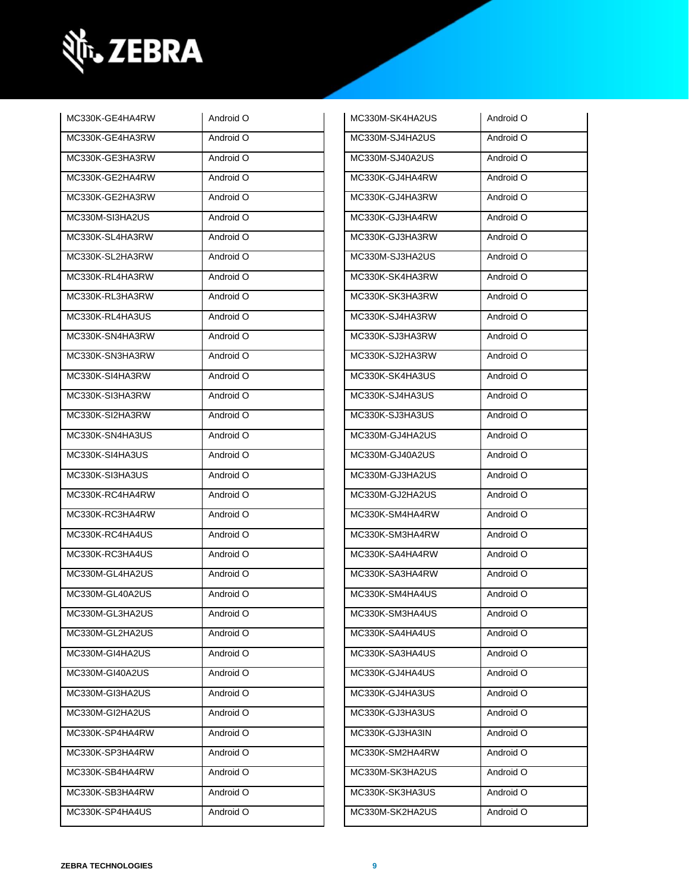| | |
|---|---|
| MC330K-GE4HA4RW | Android O |
| MC330K-GE4HA3RW | Android O |
| MC330K-GE3HA3RW | Android O |
| MC330K-GE2HA4RW | Android O |
| MC330K-GE2HA3RW | Android O |
| MC330M-SI3HA2US | Android O |
| MC330K-SL4HA3RW | Android O |
| MC330K-SL2HA3RW | Android O |
| MC330K-RL4HA3RW | Android O |
| MC330K-RL3HA3RW | Android O |
| MC330K-RL4HA3US | Android O |
| MC330K-SN4HA3RW | Android O |
| MC330K-SN3HA3RW | Android O |
| MC330K-SI4HA3RW | Android O |
| MC330K-SI3HA3RW | Android O |
| MC330K-SI2HA3RW | Android O |
| MC330K-SN4HA3US | Android O |
| MC330K-SI4HA3US | Android O |
| MC330K-SI3HA3US | Android O |
| MC330K-RC4HA4RW | Android O |
| MC330K-RC3HA4RW | Android O |
| MC330K-RC4HA4US | Android O |
| MC330K-RC3HA4US | Android O |
| MC330M-GL4HA2US | Android O |
| MC330M-GL40A2US | Android O |
| MC330M-GL3HA2US | Android O |
| MC330M-GL2HA2US | Android O |
| MC330M-GI4HA2US | Android O |
| MC330M-GI40A2US | Android O |
| MC330M-GI3HA2US | Android O |
| MC330M-GI2HA2US | Android O |
| MC330K-SP4HA4RW | Android O |
| MC330K-SP3HA4RW | Android O |
| MC330K-SB4HA4RW | Android O |
| MC330K-SB3HA4RW | Android O |
| MC330K-SP4HA4US | Android O |

| | |
|---|---|
| MC330M-SK4HA2US | Android O |
| MC330M-SJ4HA2US | Android O |
| MC330M-SJ40A2US | Android O |
| MC330K-GJ4HA4RW | Android O |
| MC330K-GJ4HA3RW | Android O |
| MC330K-GJ3HA4RW | Android O |
| MC330K-GJ3HA3RW | Android O |
| MC330M-SJ3HA2US | Android O |
| MC330K-SK4HA3RW | Android O |
| MC330K-SK3HA3RW | Android O |
| MC330K-SJ4HA3RW | Android O |
| MC330K-SJ3HA3RW | Android O |
| MC330K-SJ2HA3RW | Android O |
| MC330K-SK4HA3US | Android O |
| MC330K-SJ4HA3US | Android O |
| MC330K-SJ3HA3US | Android O |
| MC330M-GJ4HA2US | Android O |
| MC330M-GJ40A2US | Android O |
| MC330M-GJ3HA2US | Android O |
| MC330M-GJ2HA2US | Android O |
| MC330K-SM4HA4RW | Android O |
| MC330K-SM3HA4RW | Android O |
| MC330K-SA4HA4RW | Android O |
| MC330K-SA3HA4RW | Android O |
| MC330K-SM4HA4US | Android O |
| MC330K-SM3HA4US | Android O |
| MC330K-SA4HA4US | Android O |
| MC330K-SA3HA4US | Android O |
| MC330K-GJ4HA4US | Android O |
| MC330K-GJ4HA3US | Android O |
| MC330K-GJ3HA3US | Android O |
| MC330K-GJ3HA3IN | Android O |
| MC330K-SM2HA4RW | Android O |
| MC330M-SK3HA2US | Android O |
| MC330K-SK3HA3US | Android O |
| MC330M-SK2HA2US | Android O |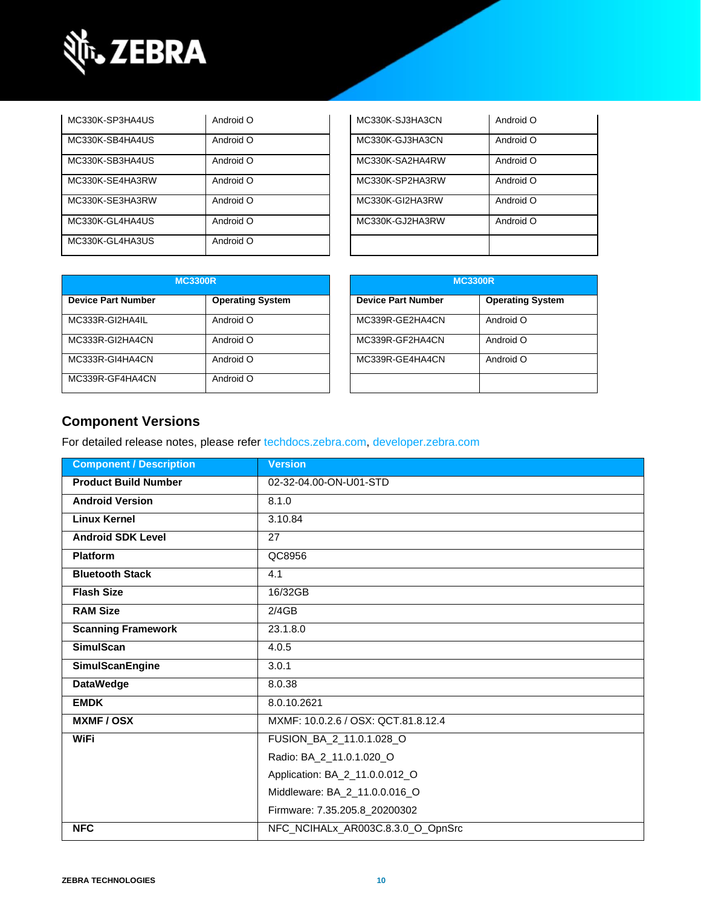| | |
|---|---|
| MC330K-SP3HA4US | Android O |
| MC330K-SB4HA4US | Android O |
| MC330K-SB3HA4US | Android O |
| MC330K-SE4HA3RW | Android O |
| MC330K-SE3HA3RW | Android O |
| MC330K-GL4HA4US | Android O |
| MC330K-GL4HA3US | Android O |

| | |
|---|---|
| MC330K-SJ3HA3CN | Android O |
| MC330K-GJ3HA3CN | Android O |
| MC330K-SA2HA4RW | Android O |
| MC330K-SP2HA3RW | Android O |
| MC330K-GI2HA3RW | Android O |
| MC330K-GJ2HA3RW | Android O |
| | |

| MC3300R | |
|---|---|
| **Device Part Number** | **Operating System** |
| MC333R-GI2HA4IL | Android O |
| MC333R-GI2HA4CN | Android O |
| MC333R-GI4HA4CN | Android O |
| MC339R-GF4HA4CN | Android O |

| MC3300R | |
|---|---|
| **Device Part Number** | **Operating System** |
| MC339R-GE2HA4CN | Android O |
| MC339R-GF2HA4CN | Android O |
| MC339R-GE4HA4CN | Android O |
| | |

## Component Versions

For detailed release notes, please refer techdocs.zebra.com, developer.zebra.com

| Component / Description | Version |
|---|---|
| **Product Build Number** | 02-32-04.00-ON-U01-STD |
| **Android Version** | 8.1.0 |
| **Linux Kernel** | 3.10.84 |
| **Android SDK Level** | 27 |
| **Platform** | QC8956 |
| **Bluetooth Stack** | 4.1 |
| **Flash Size** | 16/32GB |
| **RAM Size** | 2/4GB |
| **Scanning Framework** | 23.1.8.0 |
| **SimulScan** | 4.0.5 |
| **SimulScanEngine** | 3.0.1 |
| **DataWedge** | 8.0.38 |
| **EMDK** | 8.0.10.2621 |
| **MXMF / OSX** | MXMF: 10.0.2.6 / OSX: QCT.81.8.12.4 |
| **WiFi** | FUSION_BA_2_11.0.1.028_O<br>Radio: BA_2_11.0.1.020_O<br>Application: BA_2_11.0.0.012_O<br>Middleware: BA_2_11.0.0.016_O<br>Firmware: 7.35.205.8_20200302 |
| **NFC** | NFC_NCIHALx_AR003C.8.3.0_O_OpnSrc |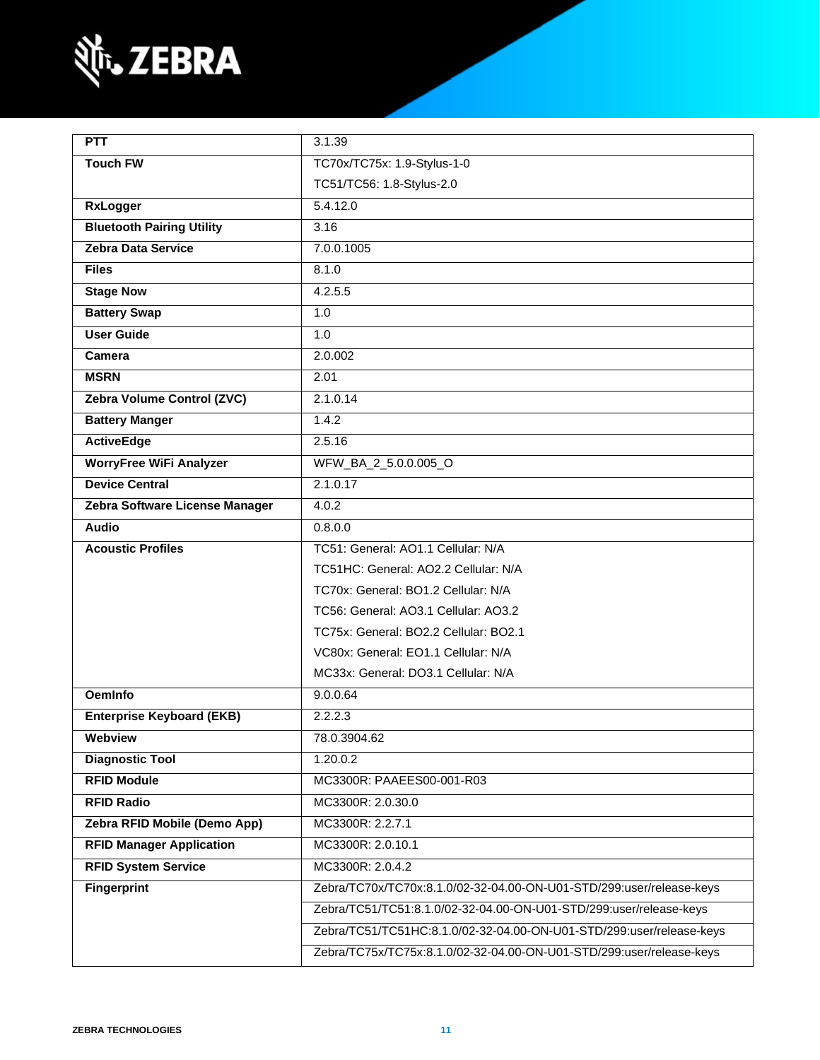| | |
|---|---|
| **PTT** | 3.1.39 |
| **Touch FW** | TC70x/TC75x: 1.9-Stylus-1-0<br>TC51/TC56: 1.8-Stylus-2.0 |
| **RxLogger** | 5.4.12.0 |
| **Bluetooth Pairing Utility** | 3.16 |
| **Zebra Data Service** | 7.0.0.1005 |
| **Files** | 8.1.0 |
| **Stage Now** | 4.2.5.5 |
| **Battery Swap** | 1.0 |
| **User Guide** | 1.0 |
| **Camera** | 2.0.002 |
| **MSRN** | 2.01 |
| **Zebra Volume Control (ZVC)** | 2.1.0.14 |
| **Battery Manger** | 1.4.2 |
| **ActiveEdge** | 2.5.16 |
| **WorryFree WiFi Analyzer** | WFW_BA_2_5.0.0.005_O |
| **Device Central** | 2.1.0.17 |
| **Zebra Software License Manager** | 4.0.2 |
| **Audio** | 0.8.0.0 |
| **Acoustic Profiles** | TC51: General: AO1.1 Cellular: N/A<br>TC51HC: General: AO2.2 Cellular: N/A<br>TC70x: General: BO1.2 Cellular: N/A<br>TC56: General: AO3.1 Cellular: AO3.2<br>TC75x: General: BO2.2 Cellular: BO2.1<br>VC80x: General: EO1.1 Cellular: N/A<br>MC33x: General: DO3.1 Cellular: N/A |
| **OemInfo** | 9.0.0.64 |
| **Enterprise Keyboard (EKB)** | 2.2.2.3 |
| **Webview** | 78.0.3904.62 |
| **Diagnostic Tool** | 1.20.0.2 |
| **RFID Module** | MC3300R: PAAEES00-001-R03 |
| **RFID Radio** | MC3300R: 2.0.30.0 |
| **Zebra RFID Mobile (Demo App)** | MC3300R: 2.2.7.1 |
| **RFID Manager Application** | MC3300R: 2.0.10.1 |
| **RFID System Service** | MC3300R: 2.0.4.2 |
| **Fingerprint** | Zebra/TC70x/TC70x:8.1.0/02-32-04.00-ON-U01-STD/299:user/release-keys<br>Zebra/TC51/TC51:8.1.0/02-32-04.00-ON-U01-STD/299:user/release-keys<br>Zebra/TC51/TC51HC:8.1.0/02-32-04.00-ON-U01-STD/299:user/release-keys<br>Zebra/TC75x/TC75x:8.1.0/02-32-04.00-ON-U01-STD/299:user/release-keys |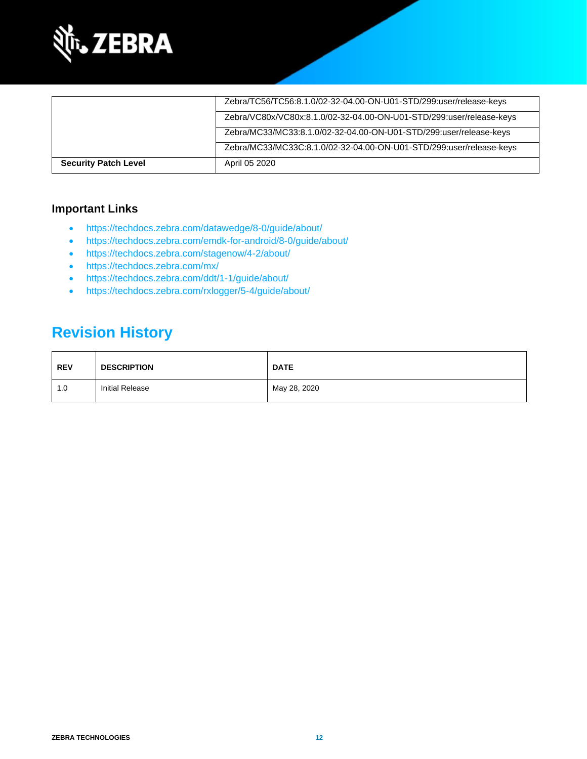| | |
|---|---|
| | Zebra/TC56/TC56:8.1.0/02-32-04.00-ON-U01-STD/299:user/release-keys |
| | Zebra/VC80x/VC80x:8.1.0/02-32-04.00-ON-U01-STD/299:user/release-keys |
| | Zebra/MC33/MC33:8.1.0/02-32-04.00-ON-U01-STD/299:user/release-keys |
| | Zebra/MC33/MC33C:8.1.0/02-32-04.00-ON-U01-STD/299:user/release-keys |
| **Security Patch Level** | April 05 2020 |

### Important Links

- https://techdocs.zebra.com/datawedge/8-0/guide/about/
- https://techdocs.zebra.com/emdk-for-android/8-0/guide/about/
- https://techdocs.zebra.com/stagenow/4-2/about/
- https://techdocs.zebra.com/mx/
- https://techdocs.zebra.com/ddt/1-1/guide/about/
- https://techdocs.zebra.com/rxlogger/5-4/guide/about/

## Revision History

| REV | DESCRIPTION | DATE |
|---|---|---|
| 1.0 | Initial Release | May 28, 2020 |